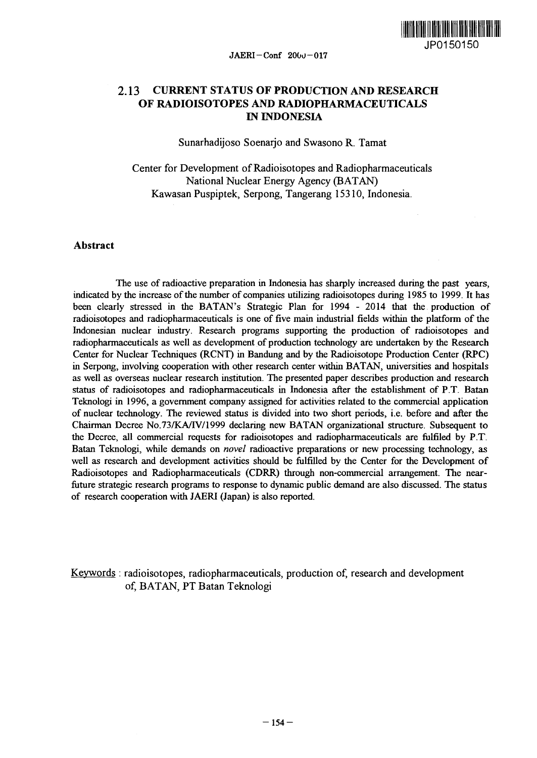# 2.13 CURRENT STATUS OF PRODUCTION AND RESEARCH OF RADIOISOTOPES AND RADIOPHARMACEUTICALS IN INDONESIA

Sunarhadijoso Soenarjo and Swasono R. Tamat

Center for Development of Radioisotopes and Radiopharmaceuticals
National Nuclear Energy Agency (BATAN)
Kawasan Puspiptek, Serpong, Tangerang 15310, Indonesia.

## Abstract

The use of radioactive preparation in Indonesia has sharply increased during the past years, indicated by the increase of the number of companies utilizing radioisotopes during 1985 to 1999. It has been clearly stressed in the BATAN's Strategic Plan for 1994 - 2014 that the production of radioisotopes and radiopharmaceuticals is one of five main industrial fields within the platform of the Indonesian nuclear industry. Research programs supporting the production of radioisotopes and radiopharmaceuticals as well as development of production technology are undertaken by the Research Center for Nuclear Techniques (RCNT) in Bandung and by the Radioisotope Production Center (RPC) in Serpong, involving cooperation with other research center within BATAN, universities and hospitals as well as overseas nuclear research institution. The presented paper describes production and research status of radioisotopes and radiopharmaceuticals in Indonesia after the establishment of P.T. Batan Teknologi in 1996, a government company assigned for activities related to the commercial application of nuclear technology. The reviewed status is divided into two short periods, i.e. before and after the Chairman Decree No.73/KA/IV/1999 declaring new BATAN organizational structure. Subsequent to the Decree, all commercial requests for radioisotopes and radiopharmaceuticals are fulfiled by P.T. Batan Teknologi, while demands on *novel* radioactive preparations or new processing technology, as well as research and development activities should be fulfilled by the Center for the Development of Radioisotopes and Radiopharmaceuticals (CDRR) through non-commercial arrangement. The near-future strategic research programs to response to dynamic public demand are also discussed. The status of research cooperation with JAERI (Japan) is also reported.

Keywords : radioisotopes, radiopharmaceuticals, production of, research and development of, BATAN, PT Batan Teknologi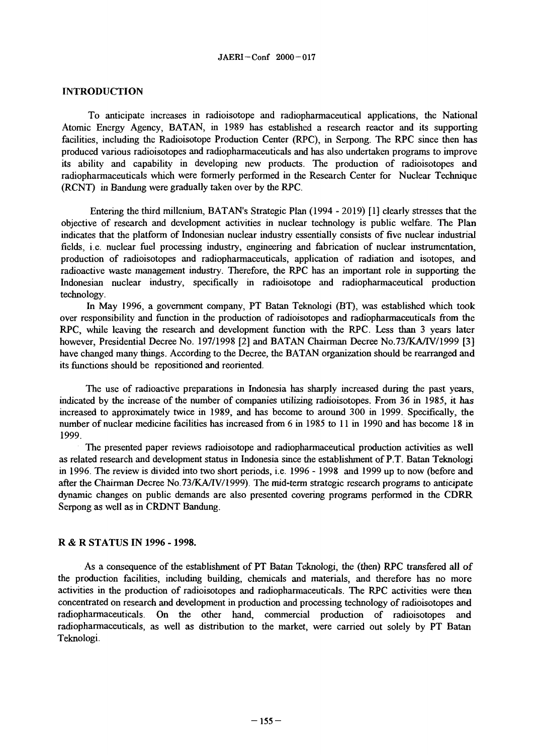## INTRODUCTION

To anticipate increases in radioisotope and radiopharmaceutical applications, the National Atomic Energy Agency, BATAN, in 1989 has established a research reactor and its supporting facilities, including the Radioisotope Production Center (RPC), in Serpong. The RPC since then has produced various radioisotopes and radiopharmaceuticals and has also undertaken programs to improve its ability and capability in developing new products. The production of radioisotopes and radiopharmaceuticals which were formerly performed in the Research Center for Nuclear Technique (RCNT) in Bandung were gradually taken over by the RPC.

Entering the third millenium, BATAN's Strategic Plan (1994 - 2019) [1] clearly stresses that the objective of research and development activities in nuclear technology is public welfare. The Plan indicates that the platform of Indonesian nuclear industry essentially consists of five nuclear industrial fields, i.e. nuclear fuel processing industry, engineering and fabrication of nuclear instrumentation, production of radioisotopes and radiopharmaceuticals, application of radiation and isotopes, and radioactive waste management industry. Therefore, the RPC has an important role in supporting the Indonesian nuclear industry, specifically in radioisotope and radiopharmaceutical production technology.

In May 1996, a government company, PT Batan Teknologi (BT), was established which took over responsibility and function in the production of radioisotopes and radiopharmaceuticals from the RPC, while leaving the research and development function with the RPC. Less than 3 years later however, Presidential Decree No. 197/1998 [2] and BATAN Chairman Decree No.73/KA/IV/1999 [3] have changed many things. According to the Decree, the BATAN organization should be rearranged and its functions should be repositioned and reoriented.

The use of radioactive preparations in Indonesia has sharply increased during the past years, indicated by the increase of the number of companies utilizing radioisotopes. From 36 in 1985, it has increased to approximately twice in 1989, and has become to around 300 in 1999. Specifically, the number of nuclear medicine facilities has increased from 6 in 1985 to 11 in 1990 and has become 18 in 1999.

The presented paper reviews radioisotope and radiopharmaceutical production activities as well as related research and development status in Indonesia since the establishment of P.T. Batan Teknologi in 1996. The review is divided into two short periods, i.e. 1996 - 1998 and 1999 up to now (before and after the Chairman Decree No.73/KA/IV/1999). The mid-term strategic research programs to anticipate dynamic changes on public demands are also presented covering programs performed in the CDRR Serpong as well as in CRDNT Bandung.

## R & R STATUS IN 1996 - 1998.

As a consequence of the establishment of PT Batan Teknologi, the (then) RPC transfered all of the production facilities, including building, chemicals and materials, and therefore has no more activities in the production of radioisotopes and radiopharmaceuticals. The RPC activities were then concentrated on research and development in production and processing technology of radioisotopes and radiopharmaceuticals. On the other hand, commercial production of radioisotopes and radiopharmaceuticals, as well as distribution to the market, were carried out solely by PT Batan Teknologi.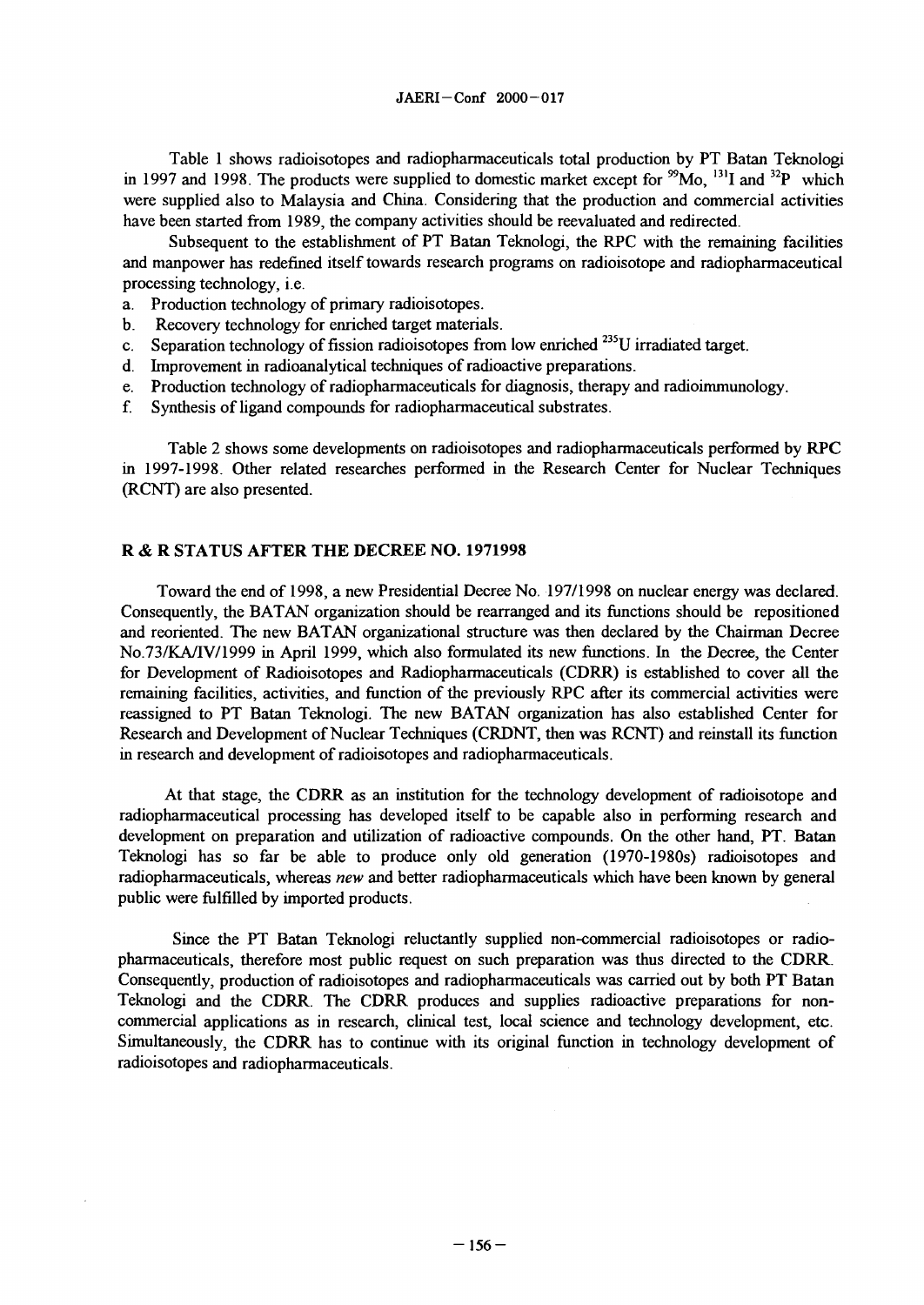Table 1 shows radioisotopes and radiopharmaceuticals total production by PT Batan Teknologi in 1997 and 1998. The products were supplied to domestic market except for $^{99}$Mo, $^{131}$I and $^{32}$P which were supplied also to Malaysia and China. Considering that the production and commercial activities have been started from 1989, the company activities should be reevaluated and redirected.

Subsequent to the establishment of PT Batan Teknologi, the RPC with the remaining facilities and manpower has redefined itself towards research programs on radioisotope and radiopharmaceutical processing technology, i.e.

a. Production technology of primary radioisotopes.
b. Recovery technology for enriched target materials.
c. Separation technology of fission radioisotopes from low enriched $^{235}$U irradiated target.
d. Improvement in radioanalytical techniques of radioactive preparations.
e. Production technology of radiopharmaceuticals for diagnosis, therapy and radioimmunology.
f. Synthesis of ligand compounds for radiopharmaceutical substrates.

Table 2 shows some developments on radioisotopes and radiopharmaceuticals performed by RPC in 1997-1998. Other related researches performed in the Research Center for Nuclear Techniques (RCNT) are also presented.

## R & R STATUS AFTER THE DECREE NO. 1971998

Toward the end of 1998, a new Presidential Decree No. 197/1998 on nuclear energy was declared. Consequently, the BATAN organization should be rearranged and its functions should be repositioned and reoriented. The new BATAN organizational structure was then declared by the Chairman Decree No.73/KA/IV/1999 in April 1999, which also formulated its new functions. In the Decree, the Center for Development of Radioisotopes and Radiopharmaceuticals (CDRR) is established to cover all the remaining facilities, activities, and function of the previously RPC after its commercial activities were reassigned to PT Batan Teknologi. The new BATAN organization has also established Center for Research and Development of Nuclear Techniques (CRDNT, then was RCNT) and reinstall its function in research and development of radioisotopes and radiopharmaceuticals.

At that stage, the CDRR as an institution for the technology development of radioisotope and radiopharmaceutical processing has developed itself to be capable also in performing research and development on preparation and utilization of radioactive compounds. On the other hand, PT. Batan Teknologi has so far be able to produce only old generation (1970-1980s) radioisotopes and radiopharmaceuticals, whereas *new* and better radiopharmaceuticals which have been known by general public were fulfilled by imported products.

Since the PT Batan Teknologi reluctantly supplied non-commercial radioisotopes or radiopharmaceuticals, therefore most public request on such preparation was thus directed to the CDRR. Consequently, production of radioisotopes and radiopharmaceuticals was carried out by both PT Batan Teknologi and the CDRR. The CDRR produces and supplies radioactive preparations for non-commercial applications as in research, clinical test, local science and technology development, etc. Simultaneously, the CDRR has to continue with its original function in technology development of radioisotopes and radiopharmaceuticals.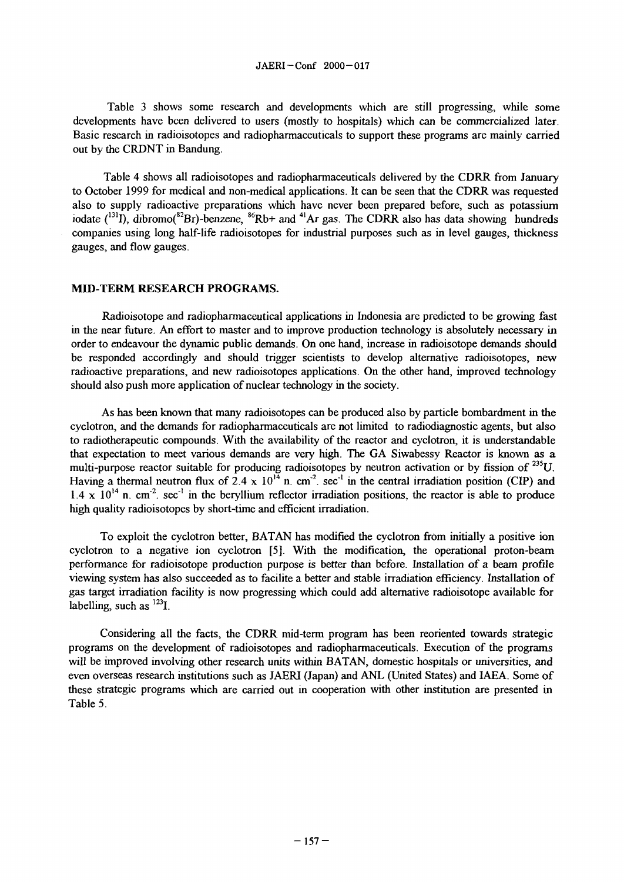Table 3 shows some research and developments which are still progressing, while some developments have been delivered to users (mostly to hospitals) which can be commercialized later. Basic research in radioisotopes and radiopharmaceuticals to support these programs are mainly carried out by the CRDNT in Bandung.

Table 4 shows all radioisotopes and radiopharmaceuticals delivered by the CDRR from January to October 1999 for medical and non-medical applications. It can be seen that the CDRR was requested also to supply radioactive preparations which have never been prepared before, such as potassium iodate ($^{131}$I), dibromo($^{82}$Br)-benzene, $^{86}$Rb+ and $^{41}$Ar gas. The CDRR also has data showing hundreds companies using long half-life radioisotopes for industrial purposes such as in level gauges, thickness gauges, and flow gauges.

## MID-TERM RESEARCH PROGRAMS.

Radioisotope and radiopharmaceutical applications in Indonesia are predicted to be growing fast in the near future. An effort to master and to improve production technology is absolutely necessary in order to endeavour the dynamic public demands. On one hand, increase in radioisotope demands should be responded accordingly and should trigger scientists to develop alternative radioisotopes, new radioactive preparations, and new radioisotopes applications. On the other hand, improved technology should also push more application of nuclear technology in the society.

As has been known that many radioisotopes can be produced also by particle bombardment in the cyclotron, and the demands for radiopharmaceuticals are not limited to radiodiagnostic agents, but also to radiotherapeutic compounds. With the availability of the reactor and cyclotron, it is understandable that expectation to meet various demands are very high. The GA Siwabessy Reactor is known as a multi-purpose reactor suitable for producing radioisotopes by neutron activation or by fission of $^{235}$U. Having a thermal neutron flux of $2.4 \times 10^{14}$ n. cm$^{-2}$. sec$^{-1}$ in the central irradiation position (CIP) and $1.4 \times 10^{14}$ n. cm$^{-2}$. sec$^{-1}$ in the beryllium reflector irradiation positions, the reactor is able to produce high quality radioisotopes by short-time and efficient irradiation.

To exploit the cyclotron better, BATAN has modified the cyclotron from initially a positive ion cyclotron to a negative ion cyclotron [5]. With the modification, the operational proton-beam performance for radioisotope production purpose is better than before. Installation of a beam profile viewing system has also succeeded as to facilite a better and stable irradiation efficiency. Installation of gas target irradiation facility is now progressing which could add alternative radioisotope available for labelling, such as $^{123}$I.

Considering all the facts, the CDRR mid-term program has been reoriented towards strategic programs on the development of radioisotopes and radiopharmaceuticals. Execution of the programs will be improved involving other research units within BATAN, domestic hospitals or universities, and even overseas research institutions such as JAERI (Japan) and ANL (United States) and IAEA. Some of these strategic programs which are carried out in cooperation with other institution are presented in Table 5.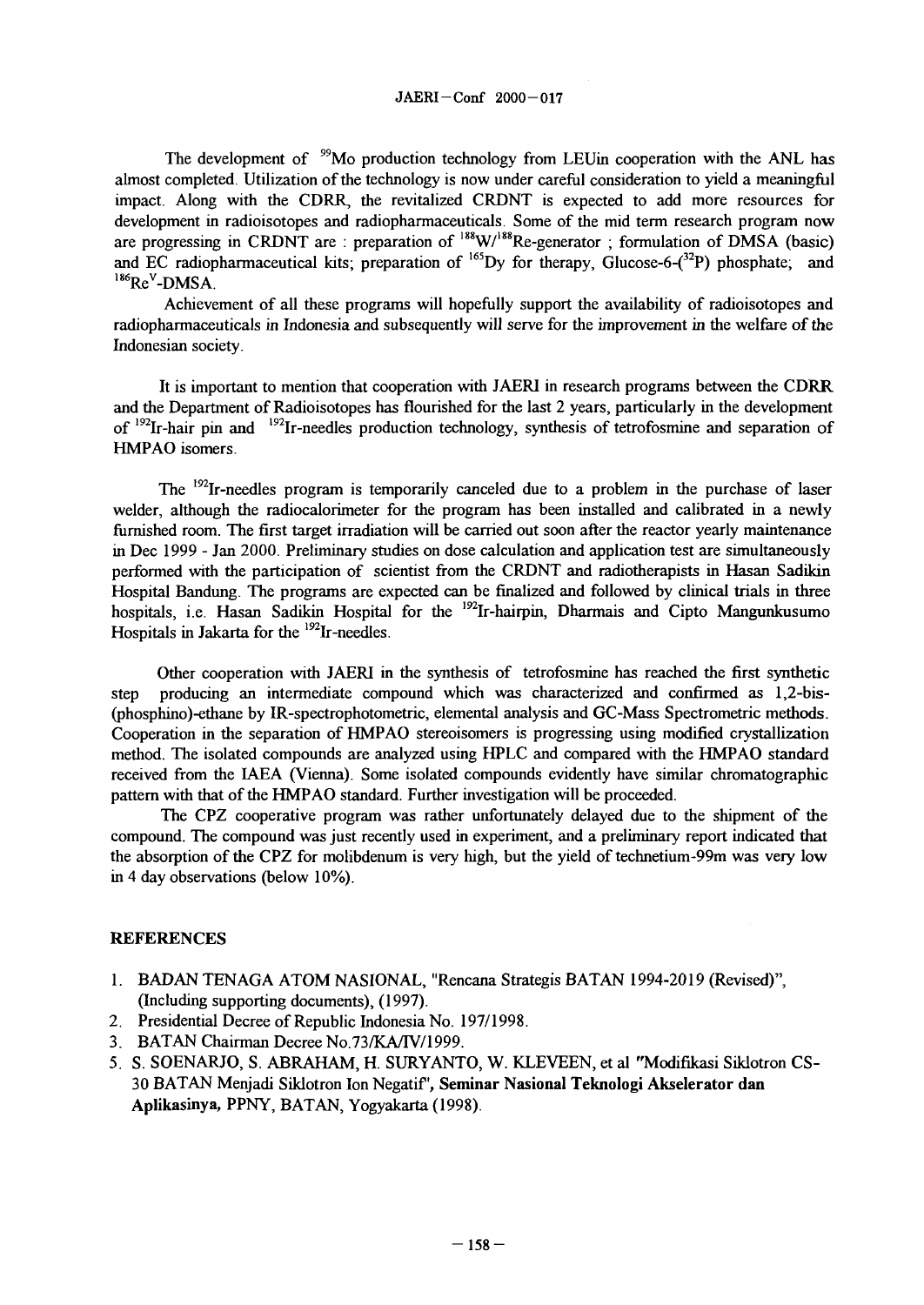The development of $^{99}$Mo production technology from LEUin cooperation with the ANL has almost completed. Utilization of the technology is now under careful consideration to yield a meaningful impact. Along with the CDRR, the revitalized CRDNT is expected to add more resources for development in radioisotopes and radiopharmaceuticals. Some of the mid term research program now are progressing in CRDNT are : preparation of $^{188}$W/$^{188}$Re-generator ; formulation of DMSA (basic) and EC radiopharmaceutical kits; preparation of $^{165}$Dy for therapy, Glucose-6-($^{32}$P) phosphate; and $^{186}$Re$^{V}$-DMSA.

Achievement of all these programs will hopefully support the availability of radioisotopes and radiopharmaceuticals in Indonesia and subsequently will serve for the improvement in the welfare of the Indonesian society.

It is important to mention that cooperation with JAERI in research programs between the CDRR and the Department of Radioisotopes has flourished for the last 2 years, particularly in the development of $^{192}$Ir-hair pin and $^{192}$Ir-needles production technology, synthesis of tetrofosmine and separation of HMPAO isomers.

The $^{192}$Ir-needles program is temporarily canceled due to a problem in the purchase of laser welder, although the radiocalorimeter for the program has been installed and calibrated in a newly furnished room. The first target irradiation will be carried out soon after the reactor yearly maintenance in Dec 1999 - Jan 2000. Preliminary studies on dose calculation and application test are simultaneously performed with the participation of scientist from the CRDNT and radiotherapists in Hasan Sadikin Hospital Bandung. The programs are expected can be finalized and followed by clinical trials in three hospitals, i.e. Hasan Sadikin Hospital for the $^{192}$Ir-hairpin, Dharmais and Cipto Mangunkusumo Hospitals in Jakarta for the $^{192}$Ir-needles.

Other cooperation with JAERI in the synthesis of tetrofosmine has reached the first synthetic step producing an intermediate compound which was characterized and confirmed as 1,2-bis-(phosphino)-ethane by IR-spectrophotometric, elemental analysis and GC-Mass Spectrometric methods. Cooperation in the separation of HMPAO stereoisomers is progressing using modified crystallization method. The isolated compounds are analyzed using HPLC and compared with the HMPAO standard received from the IAEA (Vienna). Some isolated compounds evidently have similar chromatographic pattern with that of the HMPAO standard. Further investigation will be proceeded.

The CPZ cooperative program was rather unfortunately delayed due to the shipment of the compound. The compound was just recently used in experiment, and a preliminary report indicated that the absorption of the CPZ for molibdenum is very high, but the yield of technetium-99m was very low in 4 day observations (below 10%).

## REFERENCES

1. BADAN TENAGA ATOM NASIONAL, "Rencana Strategis BATAN 1994-2019 (Revised)", (Including supporting documents), (1997).
2. Presidential Decree of Republic Indonesia No. 197/1998.
3. BATAN Chairman Decree No.73/KA/IV/1999.
5. S. SOENARJO, S. ABRAHAM, H. SURYANTO, W. KLEVEEN, et al "Modifikasi Siklotron CS-30 BATAN Menjadi Siklotron Ion Negatif", **Seminar Nasional Teknologi Akselerator dan Aplikasinya**, PPNY, BATAN, Yogyakarta (1998).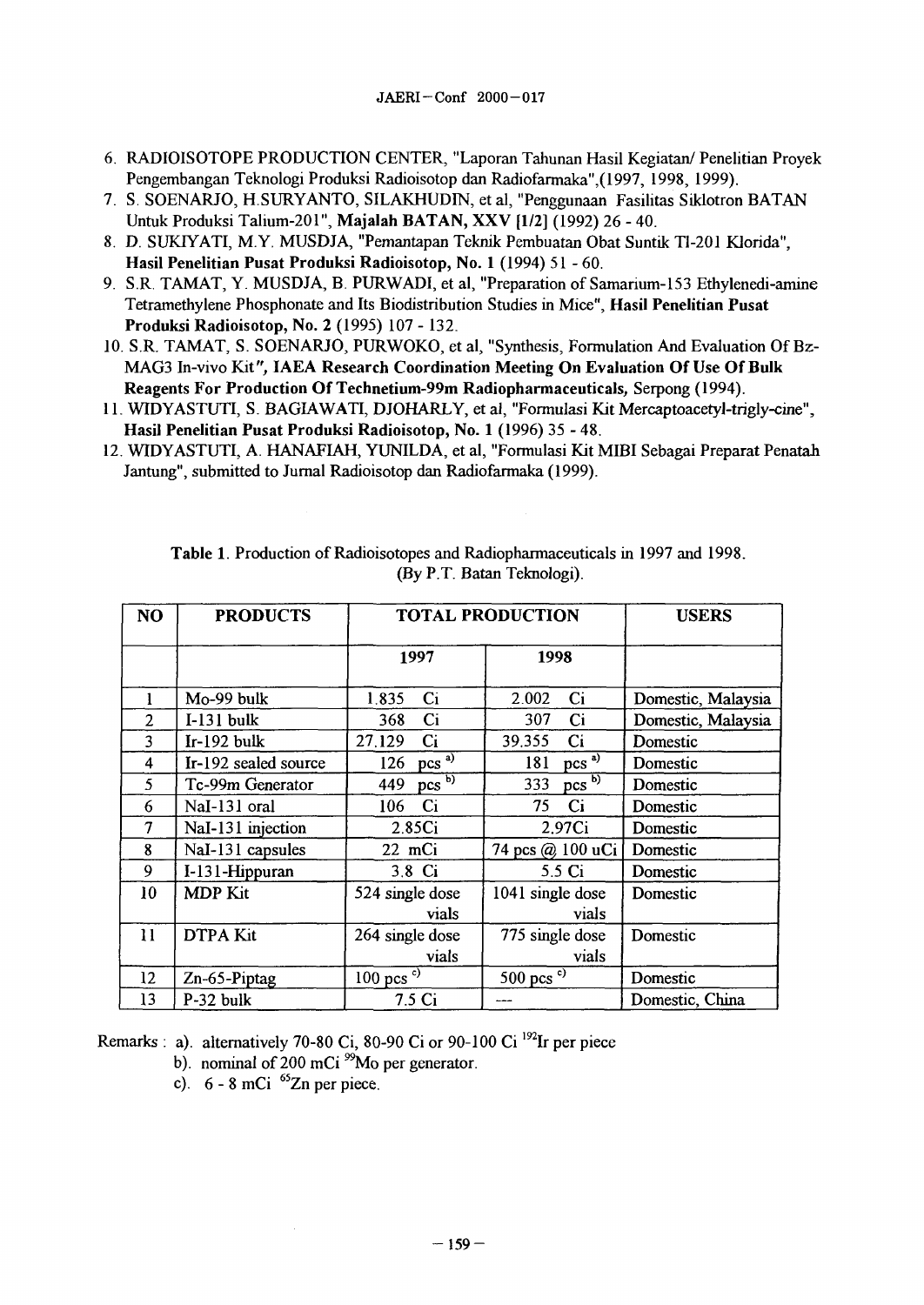6. RADIOISOTOPE PRODUCTION CENTER, "Laporan Tahunan Hasil Kegiatan/ Penelitian Proyek Pengembangan Teknologi Produksi Radioisotop dan Radiofarmaka",(1997, 1998, 1999).
7. S. SOENARJO, H.SURYANTO, SILAKHUDIN, et al, "Penggunaan Fasilitas Siklotron BATAN Untuk Produksi Talium-201", **Majalah BATAN, XXV [1/2]** (1992) 26 - 40.
8. D. SUKIYATI, M.Y. MUSDJA, "Pemantapan Teknik Pembuatan Obat Suntik Tl-201 Klorida", **Hasil Penelitian Pusat Produksi Radioisotop, No. 1** (1994) 51 - 60.
9. S.R. TAMAT, Y. MUSDJA, B. PURWADI, et al, "Preparation of Samarium-153 Ethylenedi-amine Tetramethylene Phosphonate and Its Biodistribution Studies in Mice", **Hasil Penelitian Pusat Produksi Radioisotop, No. 2** (1995) 107 - 132.
10. S.R. TAMAT, S. SOENARJO, PURWOKO, et al, "Synthesis, Formulation And Evaluation Of Bz-MAG3 In-vivo Kit", **IAEA Research Coordination Meeting On Evaluation Of Use Of Bulk Reagents For Production Of Technetium-99m Radiopharmaceuticals,** Serpong (1994).
11. WIDYASTUTI, S. BAGIAWATI, DJOHARLY, et al, "Formulasi Kit Mercaptoacetyl-trigly-cine", **Hasil Penelitian Pusat Produksi Radioisotop, No. 1** (1996) 35 - 48.
12. WIDYASTUTI, A. HANAFIAH, YUNILDA, et al, "Formulasi Kit MIBI Sebagai Preparat Penatah Jantung", submitted to Jurnal Radioisotop dan Radiofarmaka (1999).

**Table 1**. Production of Radioisotopes and Radiopharmaceuticals in 1997 and 1998. (By P.T. Batan Teknologi).

| NO | PRODUCTS | TOTAL PRODUCTION | | USERS |
|---|---|---|---|---|
| | | 1997 | 1998 | |
| 1 | Mo-99 bulk | 1.835 Ci | 2.002 Ci | Domestic, Malaysia |
| 2 | I-131 bulk | 368 Ci | 307 Ci | Domestic, Malaysia |
| 3 | Ir-192 bulk | 27.129 Ci | 39.355 Ci | Domestic |
| 4 | Ir-192 sealed source | 126 pcs [a)] | 181 pcs [a)] | Domestic |
| 5 | Tc-99m Generator | 449 pcs [b)] | 333 pcs [b)] | Domestic |
| 6 | NaI-131 oral | 106 Ci | 75 Ci | Domestic |
| 7 | NaI-131 injection | 2.85Ci | 2.97Ci | Domestic |
| 8 | NaI-131 capsules | 22 mCi | 74 pcs @ 100 uCi | Domestic |
| 9 | I-131-Hippuran | 3.8 Ci | 5.5 Ci | Domestic |
| 10 | MDP Kit | 524 single dose vials | 1041 single dose vials | Domestic |
| 11 | DTPA Kit | 264 single dose vials | 775 single dose vials | Domestic |
| 12 | Zn-65-Piptag | 100 pcs [c)] | 500 pcs [c)] | Domestic |
| 13 | P-32 bulk | 7.5 Ci | --- | Domestic, China |

Remarks : a). alternatively 70-80 Ci, 80-90 Ci or 90-100 Ci $^{192}$Ir per piece

b). nominal of 200 mCi $^{99}$Mo per generator.

c). 6 - 8 mCi $^{65}$Zn per piece.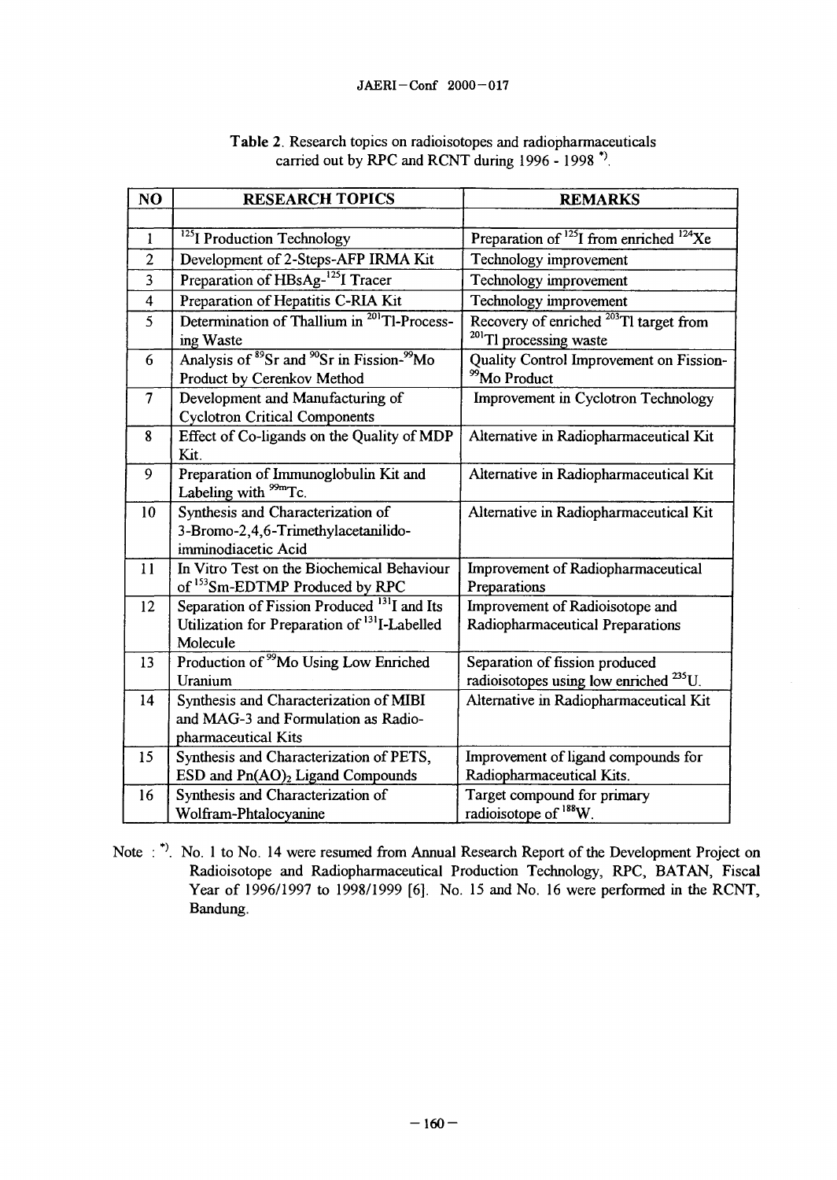**Table 2**. Research topics on radioisotopes and radiopharmaceuticals carried out by RPC and RCNT during 1996 - 1998 [*)].

| NO | RESEARCH TOPICS | REMARKS |
|---|---|---|
| | | |
| 1 | $^{125}I$ Production Technology | Preparation of $^{125}I$ from enriched $^{124}Xe$ |
| 2 | Development of 2-Steps-AFP IRMA Kit | Technology improvement |
| 3 | Preparation of HBsAg-$^{125}I$ Tracer | Technology improvement |
| 4 | Preparation of Hepatitis C-RIA Kit | Technology improvement |
| 5 | Determination of Thallium in $^{201}Tl$-Processing Waste | Recovery of enriched $^{203}Tl$ target from $^{201}Tl$ processing waste |
| 6 | Analysis of $^{89}Sr$ and $^{90}Sr$ in Fission-$^{99}Mo$ Product by Cerenkov Method | Quality Control Improvement on Fission-$^{99}Mo$ Product |
| 7 | Development and Manufacturing of Cyclotron Critical Components | Improvement in Cyclotron Technology |
| 8 | Effect of Co-ligands on the Quality of MDP Kit. | Alternative in Radiopharmaceutical Kit |
| 9 | Preparation of Immunoglobulin Kit and Labeling with $^{99m}Tc$. | Alternative in Radiopharmaceutical Kit |
| 10 | Synthesis and Characterization of 3-Bromo-2,4,6-Trimethylacetanilido-imminodiacetic Acid | Alternative in Radiopharmaceutical Kit |
| 11 | In Vitro Test on the Biochemical Behaviour of $^{153}Sm$-EDTMP Produced by RPC | Improvement of Radiopharmaceutical Preparations |
| 12 | Separation of Fission Produced $^{131}I$ and Its Utilization for Preparation of $^{131}I$-Labelled Molecule | Improvement of Radioisotope and Radiopharmaceutical Preparations |
| 13 | Production of $^{99}Mo$ Using Low Enriched Uranium | Separation of fission produced radioisotopes using low enriched $^{235}U$. |
| 14 | Synthesis and Characterization of MIBI and MAG-3 and Formulation as Radio-pharmaceutical Kits | Alternative in Radiopharmaceutical Kit |
| 15 | Synthesis and Characterization of PETS, ESD and $Pn(AO)_2$ Ligand Compounds | Improvement of ligand compounds for Radiopharmaceutical Kits. |
| 16 | Synthesis and Characterization of Wolfram-Phtalocyanine | Target compound for primary radioisotope of $^{188}W$. |

Note : [*)]. No. 1 to No. 14 were resumed from Annual Research Report of the Development Project on Radioisotope and Radiopharmaceutical Production Technology, RPC, BATAN, Fiscal Year of 1996/1997 to 1998/1999 [6]. No. 15 and No. 16 were performed in the RCNT, Bandung.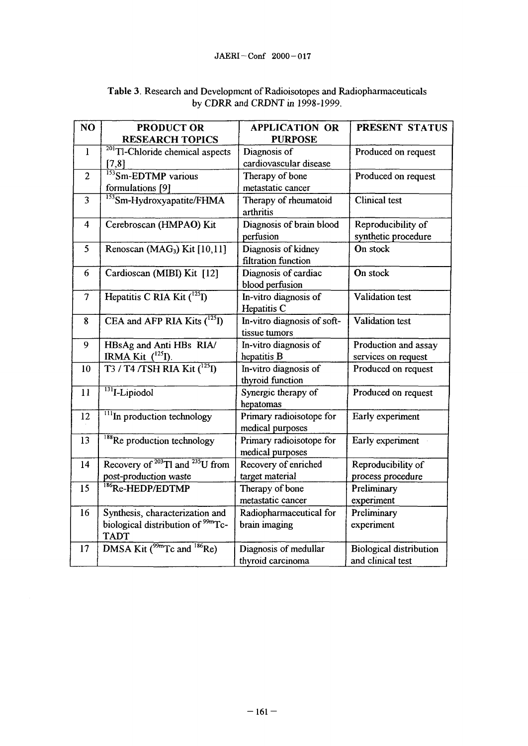**Table 3**. Research and Development of Radioisotopes and Radiopharmaceuticals by CDRR and CRDNT in 1998-1999.

| NO | PRODUCT OR RESEARCH TOPICS | APPLICATION OR PURPOSE | PRESENT STATUS |
|---|---|---|---|
| 1 | $^{201}$Tl-Chloride chemical aspects [7,8] | Diagnosis of cardiovascular disease | Produced on request |
| 2 | $^{153}$Sm-EDTMP various formulations [9] | Therapy of bone metastatic cancer | Produced on request |
| 3 | $^{153}$Sm-Hydroxyapatite/FHMA | Therapy of rheumatoid arthritis | Clinical test |
| 4 | Cerebroscan (HMPAO) Kit | Diagnosis of brain blood perfusion | Reproducibility of synthetic procedure |
| 5 | Renoscan ($MAG_3$) Kit [10,11] | Diagnosis of kidney filtration function | On stock |
| 6 | Cardioscan (MIBI) Kit [12] | Diagnosis of cardiac blood perfusion | On stock |
| 7 | Hepatitis C RIA Kit ($^{125}$I) | In-vitro diagnosis of Hepatitis C | Validation test |
| 8 | CEA and AFP RIA Kits ($^{125}$I) | In-vitro diagnosis of soft-tissue tumors | Validation test |
| 9 | HBsAg and Anti HBs RIA/ IRMA Kit ($^{125}$I). | In-vitro diagnosis of hepatitis B | Production and assay services on request |
| 10 | T3 / T4 /TSH RIA Kit ($^{125}$I) | In-vitro diagnosis of thyroid function | Produced on request |
| 11 | $^{131}$I-Lipiodol | Synergic therapy of hepatomas | Produced on request |
| 12 | $^{111}$In production technology | Primary radioisotope for medical purposes | Early experiment |
| 13 | $^{188}$Re production technology | Primary radioisotope for medical purposes | Early experiment |
| 14 | Recovery of $^{203}$Tl and $^{235}$U from post-production waste | Recovery of enriched target material | Reproducibility of process procedure |
| 15 | $^{186}$Re-HEDP/EDTMP | Therapy of bone metastatic cancer | Preliminary experiment |
| 16 | Synthesis, characterization and biological distribution of $^{99m}$Tc-TADT | Radiopharmaceutical for brain imaging | Preliminary experiment |
| 17 | DMSA Kit ($^{99m}$Tc and $^{186}$Re) | Diagnosis of medullar thyroid carcinoma | Biological distribution and clinical test |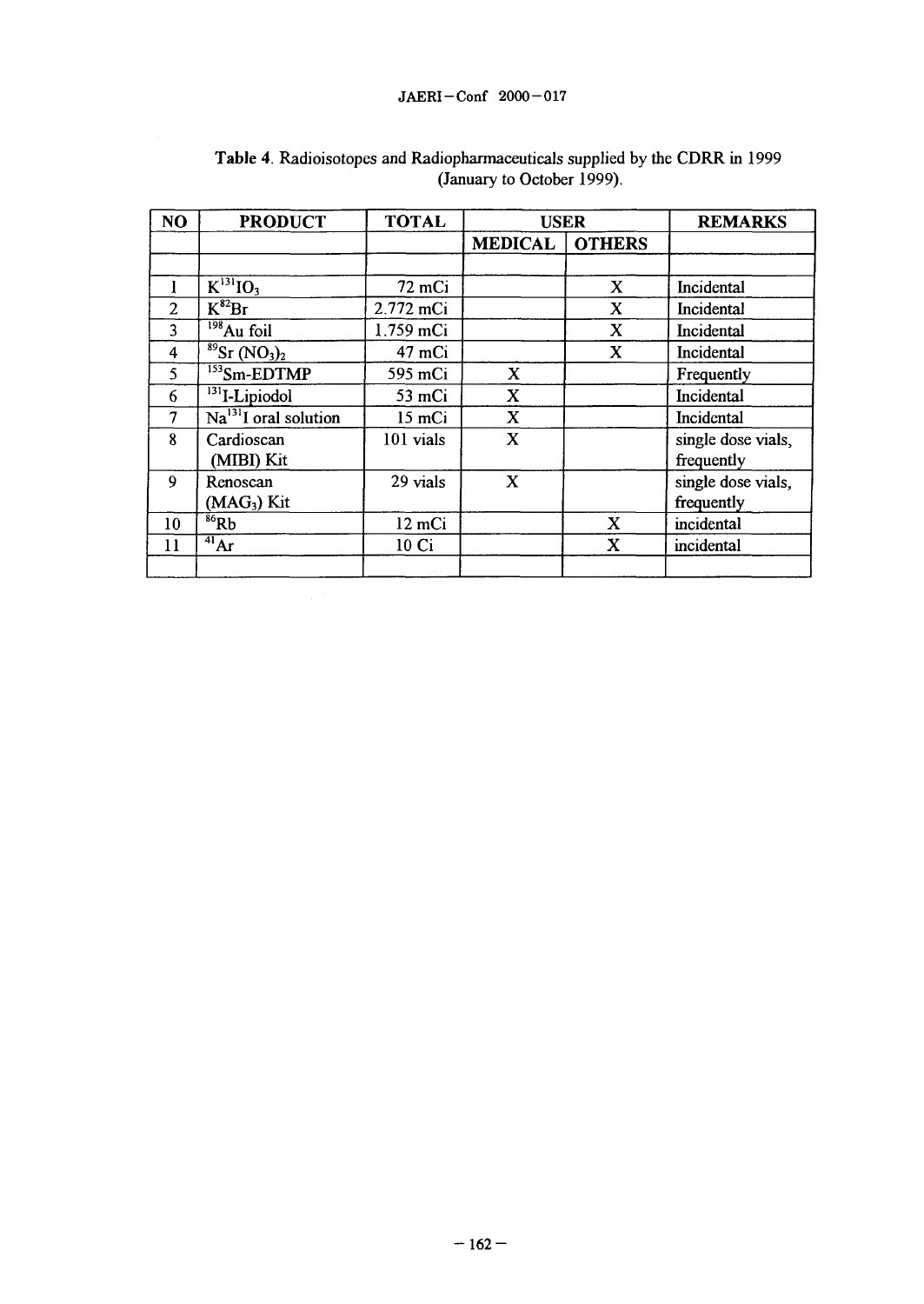**Table 4**. Radioisotopes and Radiopharmaceuticals supplied by the CDRR in 1999 (January to October 1999).

| NO | PRODUCT | TOTAL | USER | | REMARKS |
|---|---|---|---|---|---|
| | | | MEDICAL | OTHERS | |
| | | | | | |
| 1 | $K^{131}IO_3$ | 72 mCi | | X | Incidental |
| 2 | $K^{82}Br$ | 2.772 mCi | | X | Incidental |
| 3 | $^{198}Au$ foil | 1.759 mCi | | X | Incidental |
| 4 | $^{89}Sr\ (NO_3)_2$ | 47 mCi | | X | Incidental |
| 5 | $^{153}Sm$-EDTMP | 595 mCi | X | | Frequently |
| 6 | $^{131}I$-Lipiodol | 53 mCi | X | | Incidental |
| 7 | $Na^{131}I$ oral solution | 15 mCi | X | | Incidental |
| 8 | Cardioscan (MIBI) Kit | 101 vials | X | | single dose vials, frequently |
| 9 | Renoscan ($MAG_3$) Kit | 29 vials | X | | single dose vials, frequently |
| 10 | $^{86}Rb$ | 12 mCi | | X | incidental |
| 11 | $^{41}Ar$ | 10 Ci | | X | incidental |
| | | | | | |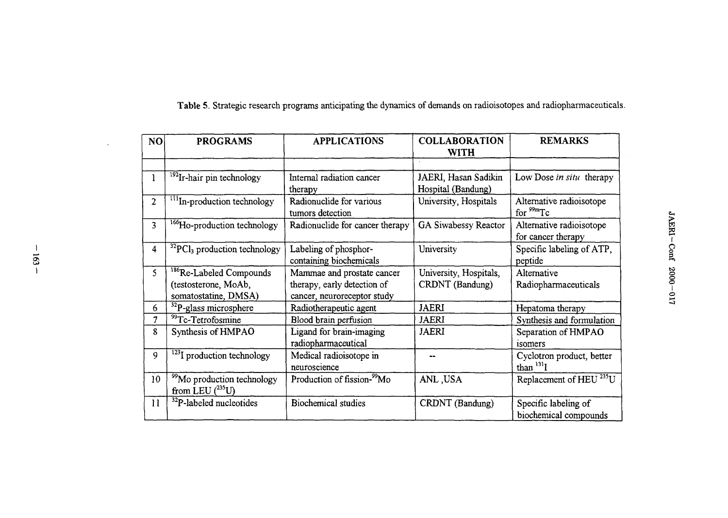**Table 5**. Strategic research programs anticipating the dynamics of demands on radioisotopes and radiopharmaceuticals.

| NO | PROGRAMS | APPLICATIONS | COLLABORATION WITH | REMARKS |
|---|---|---|---|---|
| 1 | $^{192}$Ir-hair pin technology | Internal radiation cancer therapy | JAERI, Hasan Sadikin Hospital (Bandung) | Low Dose *in situ* therapy |
| 2 | $^{111}$In-production technology | Radionuclide for various tumors detection | University, Hospitals | Alternative radioisotope for $^{99m}$Tc |
| 3 | $^{166}$Ho-production technology | Radionuclide for cancer therapy | GA Siwabessy Reactor | Alternative radioisotope for cancer therapy |
| 4 | $^{32}PCl_3$ production technology | Labeling of phosphor-containing biochemicals | University | Specific labeling of ATP, peptide |
| 5 | $^{186}$Re-Labeled Compounds (testosterone, MoAb, somatostatine, DMSA) | Mammae and prostate cancer therapy, early detection of cancer, neuroreceptor study | University, Hospitals, CRDNT (Bandung) | Alternative Radiopharmaceuticals |
| 6 | $^{32}$P-glass microsphere | Radiotherapeutic agent | JAERI | Hepatoma therapy |
| 7 | $^{99}$Tc-Tetrofosmine | Blood brain perfusion | JAERI | Synthesis and formulation |
| 8 | Synthesis of HMPAO | Ligand for brain-imaging radiopharmaceutical | JAERI | Separation of HMPAO isomers |
| 9 | $^{123}$I production technology | Medical radioisotope in neuroscience | -- | Cyclotron product, better than $^{131}$I |
| 10 | $^{99}$Mo production technology from LEU ($^{235}$U) | Production of fission-$^{99}$Mo | ANL ,USA | Replacement of HEU $^{235}$U |
| 11 | $^{32}$P-labeled nucleotides | Biochemical studies | CRDNT (Bandung) | Specific labeling of biochemical compounds |